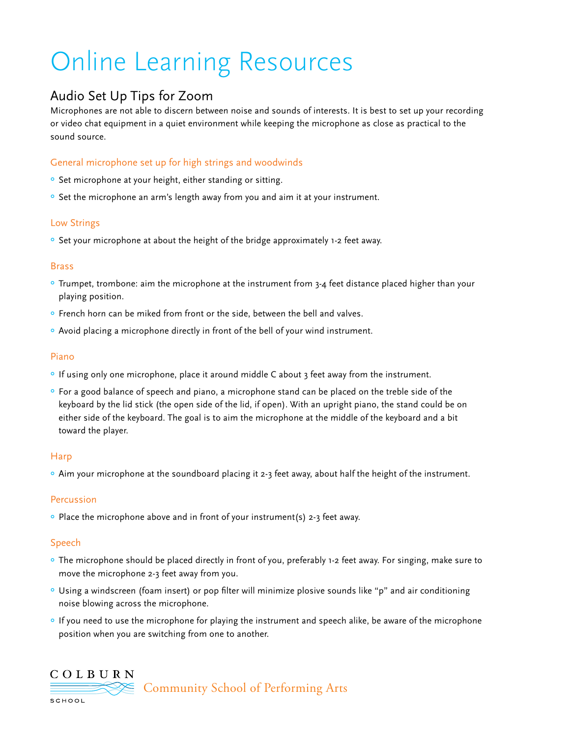# Online Learning Resources

## Audio Set Up Tips for Zoom

Microphones are not able to discern between noise and sounds of interests. It is best to set up your recording or video chat equipment in a quiet environment while keeping the microphone as close as practical to the sound source.

### General microphone set up for high strings and woodwinds

- Set microphone at your height, either standing or sitting.
- Set the microphone an arm's length away from you and aim it at your instrument.

### Low Strings

- Set your microphone at about the height of the bridge approximately 1-2 feet away.

### Brass

- Trumpet, trombone: aim the microphone at the instrument from 3-4 feet distance placed higher than your playing position.
- French horn can be miked from front or the side, between the bell and valves.
- Avoid placing a microphone directly in front of the bell of your wind instrument.

### Piano

- If using only one microphone, place it around middle C about 3 feet away from the instrument.
- For a good balance of speech and piano, a microphone stand can be placed on the treble side of the keyboard by the lid stick (the open side of the lid, if open). With an upright piano, the stand could be on either side of the keyboard. The goal is to aim the microphone at the middle of the keyboard and a bit toward the player.

### Harp

- Aim your microphone at the soundboard placing it 2-3 feet away, about half the height of the instrument.

### Percussion

- Place the microphone above and in front of your instrument(s) 2-3 feet away.

### Speech

- The microphone should be placed directly in front of you, preferably 1-2 feet away. For singing, make sure to move the microphone 2-3 feet away from you.
- Using a windscreen (foam insert) or pop filter will minimize plosive sounds like "p" and air conditioning noise blowing across the microphone.
- If you need to use the microphone for playing the instrument and speech alike, be aware of the microphone position when you are switching from one to another.

COLBURN SCHOOL Community School of Performing Arts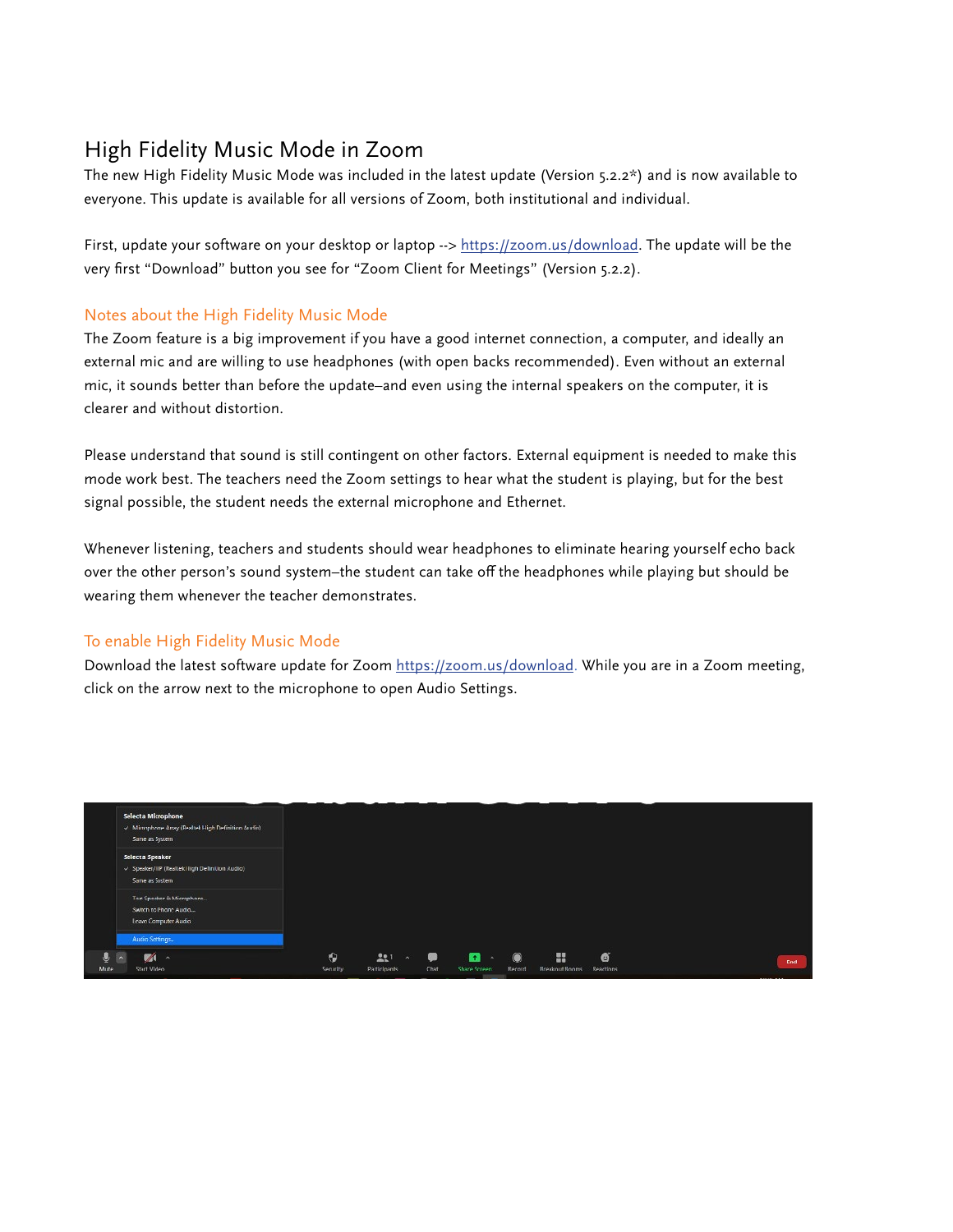# High Fidelity Music Mode in Zoom

The new High Fidelity Music Mode was included in the latest update (Version 5.2.2*) and is now available to everyone. This update is available for all versions of Zoom, both institutional and individual.

First, update your software on your desktop or laptop --> https://zoom.us/download. The update will be the very first "Download" button you see for "Zoom Client for Meetings" (Version 5.2.2).

## Notes about the High Fidelity Music Mode

The Zoom feature is a big improvement if you have a good internet connection, a computer, and ideally an external mic and are willing to use headphones (with open backs recommended). Even without an external mic, it sounds better than before the update–and even using the internal speakers on the computer, it is clearer and without distortion.

Please understand that sound is still contingent on other factors. External equipment is needed to make this mode work best. The teachers need the Zoom settings to hear what the student is playing, but for the best signal possible, the student needs the external microphone and Ethernet.

Whenever listening, teachers and students should wear headphones to eliminate hearing yourself echo back over the other person's sound system–the student can take off the headphones while playing but should be wearing them whenever the teacher demonstrates.

## To enable High Fidelity Music Mode

Download the latest software update for Zoom https://zoom.us/download. While you are in a Zoom meeting, click on the arrow next to the microphone to open Audio Settings.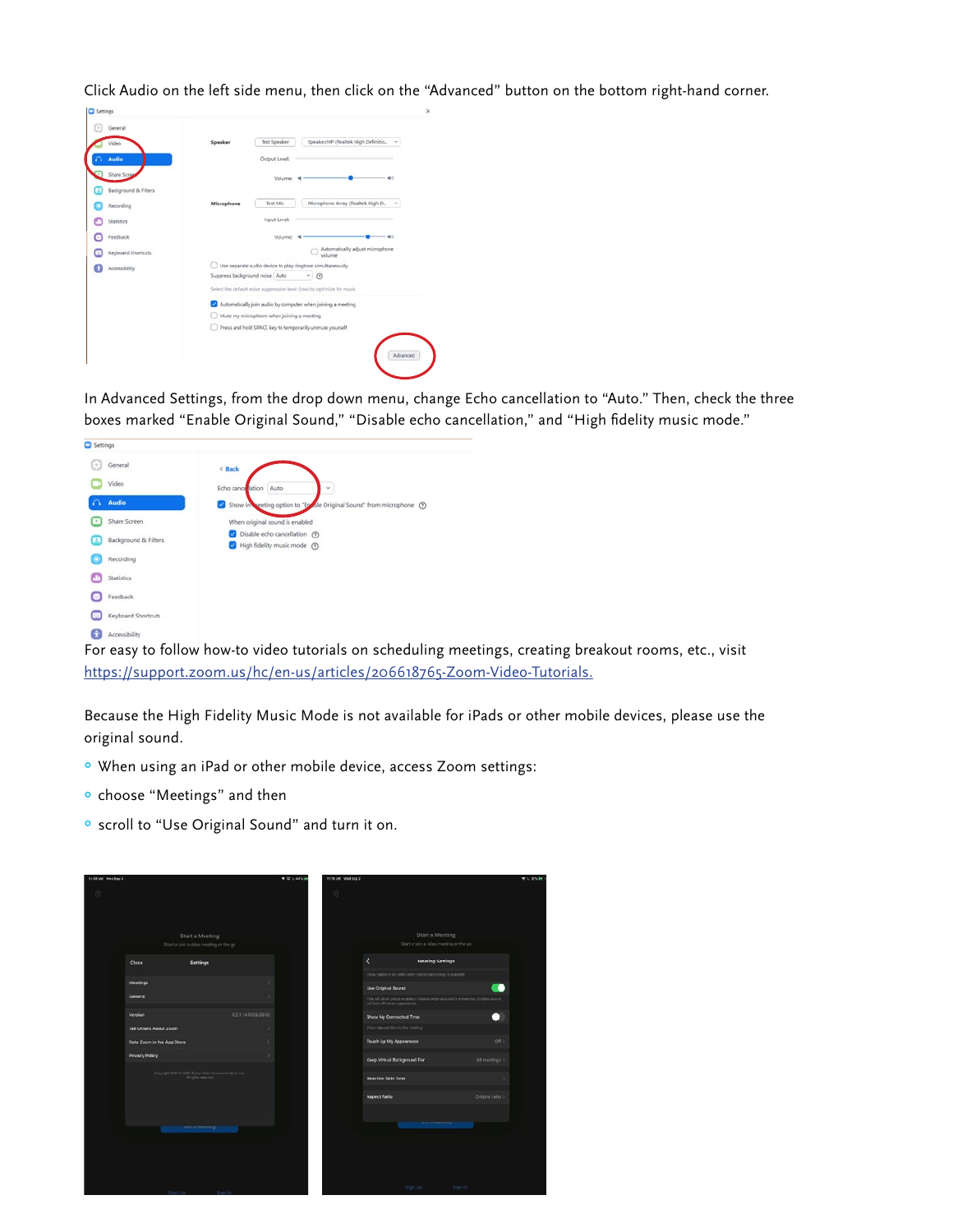Click Audio on the left side menu, then click on the "Advanced" button on the bottom right-hand corner.

In Advanced Settings, from the drop down menu, change Echo cancellation to "Auto." Then, check the three boxes marked "Enable Original Sound," "Disable echo cancellation," and "High fidelity music mode."

For easy to follow how-to video tutorials on scheduling meetings, creating breakout rooms, etc., visit https://support.zoom.us/hc/en-us/articles/206618765-Zoom-Video-Tutorials.

Because the High Fidelity Music Mode is not available for iPads or other mobile devices, please use the original sound.

- When using an iPad or other mobile device, access Zoom settings:
- choose "Meetings" and then
- scroll to "Use Original Sound" and turn it on.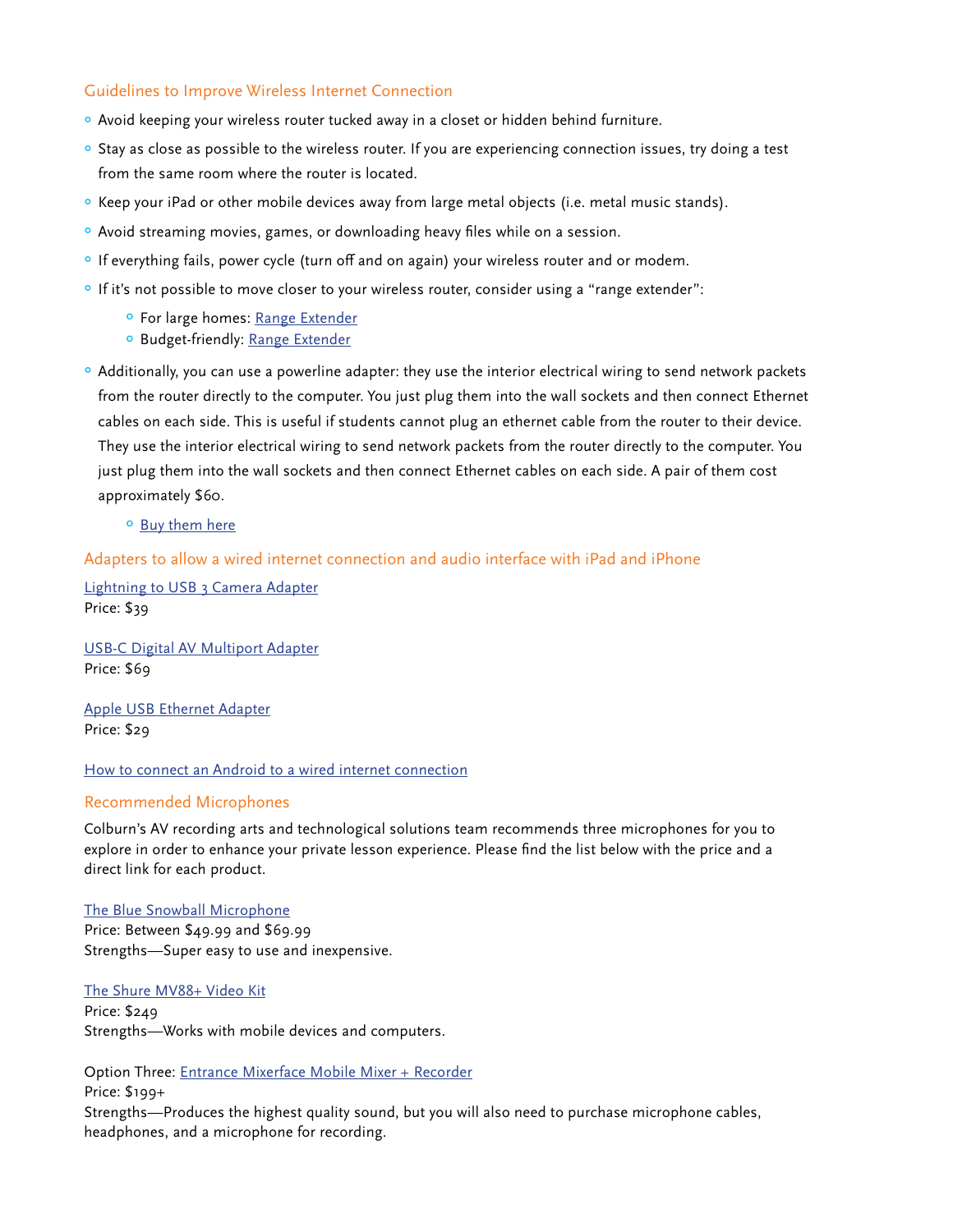## Guidelines to Improve Wireless Internet Connection

- Avoid keeping your wireless router tucked away in a closet or hidden behind furniture.
- Stay as close as possible to the wireless router. If you are experiencing connection issues, try doing a test from the same room where the router is located.
- Keep your iPad or other mobile devices away from large metal objects (i.e. metal music stands).
- Avoid streaming movies, games, or downloading heavy files while on a session.
- If everything fails, power cycle (turn off and on again) your wireless router and or modem.
- If it's not possible to move closer to your wireless router, consider using a "range extender":
  - For large homes: Range Extender
  - Budget-friendly: Range Extender
- Additionally, you can use a powerline adapter: they use the interior electrical wiring to send network packets from the router directly to the computer. You just plug them into the wall sockets and then connect Ethernet cables on each side. This is useful if students cannot plug an ethernet cable from the router to their device. They use the interior electrical wiring to send network packets from the router directly to the computer. You just plug them into the wall sockets and then connect Ethernet cables on each side. A pair of them cost approximately $60.
  - Buy them here

## Adapters to allow a wired internet connection and audio interface with iPad and iPhone

Lightning to USB 3 Camera Adapter
Price: $39

USB-C Digital AV Multiport Adapter
Price: $69

Apple USB Ethernet Adapter
Price: $29

How to connect an Android to a wired internet connection

## Recommended Microphones

Colburn's AV recording arts and technological solutions team recommends three microphones for you to explore in order to enhance your private lesson experience. Please find the list below with the price and a direct link for each product.

The Blue Snowball Microphone
Price: Between $49.99 and $69.99
Strengths—Super easy to use and inexpensive.

The Shure MV88+ Video Kit
Price: $249
Strengths—Works with mobile devices and computers.

Option Three: Entrance Mixerface Mobile Mixer + Recorder
Price: $199+
Strengths—Produces the highest quality sound, but you will also need to purchase microphone cables, headphones, and a microphone for recording.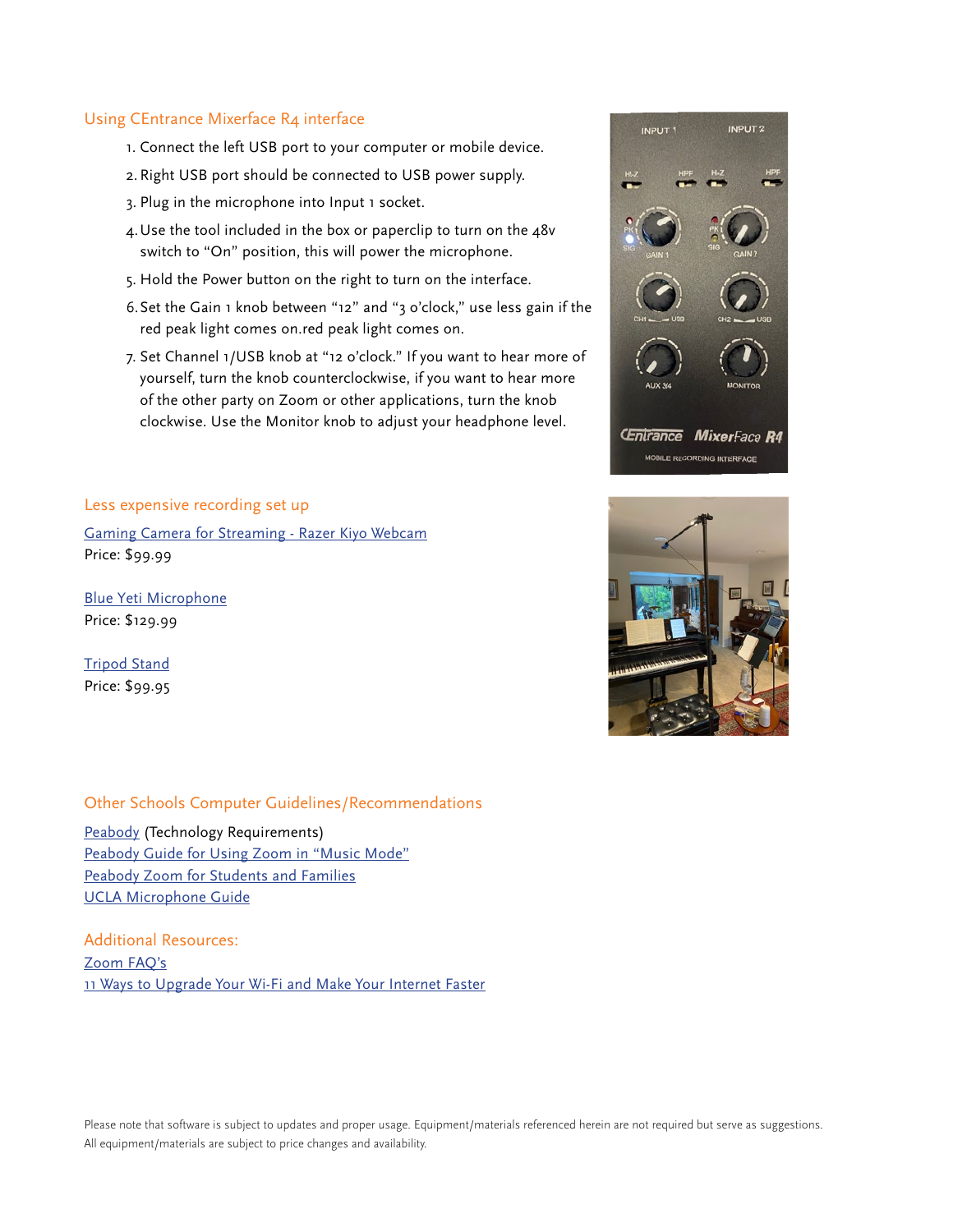## Using CEntrance Mixerface R4 interface

1. Connect the left USB port to your computer or mobile device.
2. Right USB port should be connected to USB power supply.
3. Plug in the microphone into Input 1 socket.
4. Use the tool included in the box or paperclip to turn on the 48v switch to "On" position, this will power the microphone.
5. Hold the Power button on the right to turn on the interface.
6. Set the Gain 1 knob between "12" and "3 o'clock," use less gain if the red peak light comes on.red peak light comes on.
7. Set Channel 1/USB knob at "12 o'clock." If you want to hear more of yourself, turn the knob counterclockwise, if you want to hear more of the other party on Zoom or other applications, turn the knob clockwise. Use the Monitor knob to adjust your headphone level.

## Less expensive recording set up

Gaming Camera for Streaming - Razer Kiyo Webcam
Price: $99.99

Blue Yeti Microphone
Price: $129.99

Tripod Stand
Price: $99.95

## Other Schools Computer Guidelines/Recommendations

Peabody (Technology Requirements)
Peabody Guide for Using Zoom in "Music Mode"
Peabody Zoom for Students and Families
UCLA Microphone Guide

## Additional Resources:

Zoom FAQ's
11 Ways to Upgrade Your Wi-Fi and Make Your Internet Faster

Please note that software is subject to updates and proper usage. Equipment/materials referenced herein are not required but serve as suggestions. All equipment/materials are subject to price changes and availability.